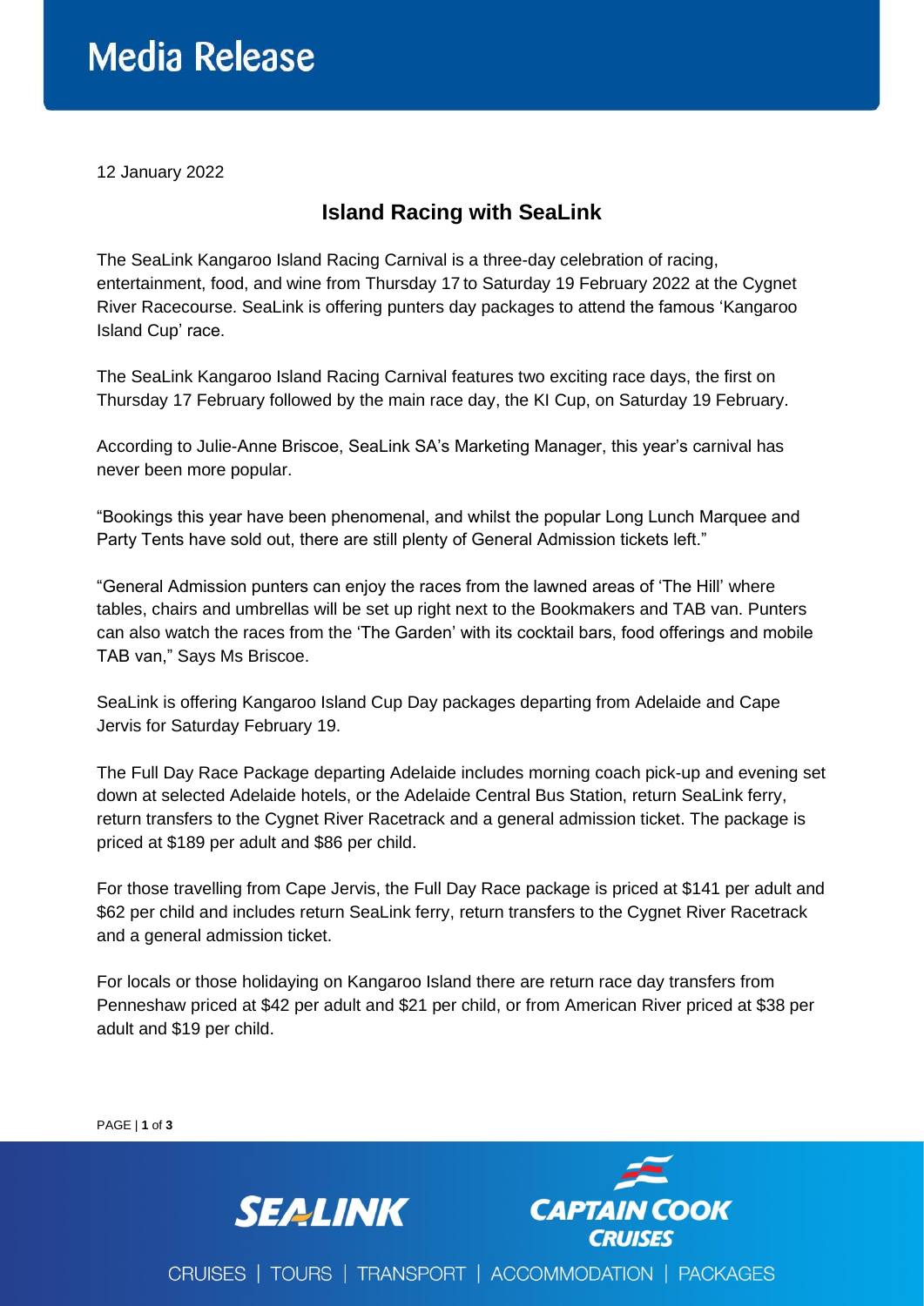# Media Release

12 January 2022

## Island Racing with SeaLink

The SeaLink Kangaroo Island Racing Carnival is a three-day celebration of racing, entertainment, food, and wine from Thursday 17 to Saturday 19 February 2022 at the Cygnet River Racecourse. SeaLink is offering punters day packages to attend the famous 'Kangaroo Island Cup' race.

The SeaLink Kangaroo Island Racing Carnival features two exciting race days, the first on Thursday 17 February followed by the main race day, the KI Cup, on Saturday 19 February.

According to Julie-Anne Briscoe, SeaLink SA's Marketing Manager, this year's carnival has never been more popular.

"Bookings this year have been phenomenal, and whilst the popular Long Lunch Marquee and Party Tents have sold out, there are still plenty of General Admission tickets left."

"General Admission punters can enjoy the races from the lawned areas of 'The Hill' where tables, chairs and umbrellas will be set up right next to the Bookmakers and TAB van. Punters can also watch the races from the 'The Garden' with its cocktail bars, food offerings and mobile TAB van," Says Ms Briscoe.

SeaLink is offering Kangaroo Island Cup Day packages departing from Adelaide and Cape Jervis for Saturday February 19.

The Full Day Race Package departing Adelaide includes morning coach pick-up and evening set down at selected Adelaide hotels, or the Adelaide Central Bus Station, return SeaLink ferry, return transfers to the Cygnet River Racetrack and a general admission ticket. The package is priced at $189 per adult and $86 per child.

For those travelling from Cape Jervis, the Full Day Race package is priced at $141 per adult and $62 per child and includes return SeaLink ferry, return transfers to the Cygnet River Racetrack and a general admission ticket.

For locals or those holidaying on Kangaroo Island there are return race day transfers from Penneshaw priced at $42 per adult and $21 per child, or from American River priced at $38 per adult and $19 per child.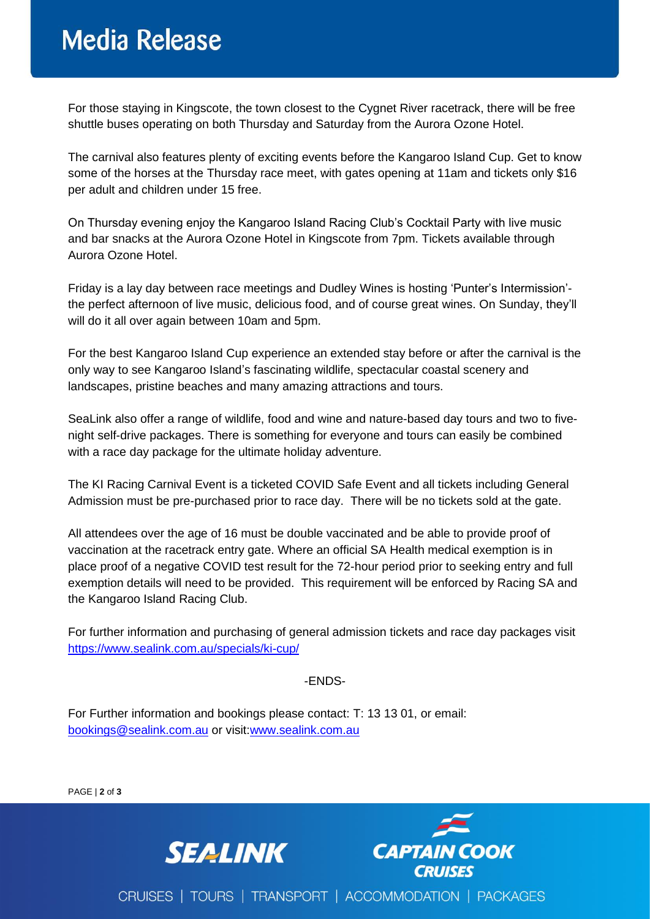For those staying in Kingscote, the town closest to the Cygnet River racetrack, there will be free shuttle buses operating on both Thursday and Saturday from the Aurora Ozone Hotel.

The carnival also features plenty of exciting events before the Kangaroo Island Cup. Get to know some of the horses at the Thursday race meet, with gates opening at 11am and tickets only $16 per adult and children under 15 free.

On Thursday evening enjoy the Kangaroo Island Racing Club's Cocktail Party with live music and bar snacks at the Aurora Ozone Hotel in Kingscote from 7pm. Tickets available through Aurora Ozone Hotel.

Friday is a lay day between race meetings and Dudley Wines is hosting 'Punter's Intermission'- the perfect afternoon of live music, delicious food, and of course great wines. On Sunday, they'll will do it all over again between 10am and 5pm.

For the best Kangaroo Island Cup experience an extended stay before or after the carnival is the only way to see Kangaroo Island's fascinating wildlife, spectacular coastal scenery and landscapes, pristine beaches and many amazing attractions and tours.

SeaLink also offer a range of wildlife, food and wine and nature-based day tours and two to five-night self-drive packages. There is something for everyone and tours can easily be combined with a race day package for the ultimate holiday adventure.

The KI Racing Carnival Event is a ticketed COVID Safe Event and all tickets including General Admission must be pre-purchased prior to race day. There will be no tickets sold at the gate.

All attendees over the age of 16 must be double vaccinated and be able to provide proof of vaccination at the racetrack entry gate. Where an official SA Health medical exemption is in place proof of a negative COVID test result for the 72-hour period prior to seeking entry and full exemption details will need to be provided. This requirement will be enforced by Racing SA and the Kangaroo Island Racing Club.

For further information and purchasing of general admission tickets and race day packages visit https://www.sealink.com.au/specials/ki-cup/

-ENDS-

For Further information and bookings please contact: T: 13 13 01, or email: bookings@sealink.com.au or visit:www.sealink.com.au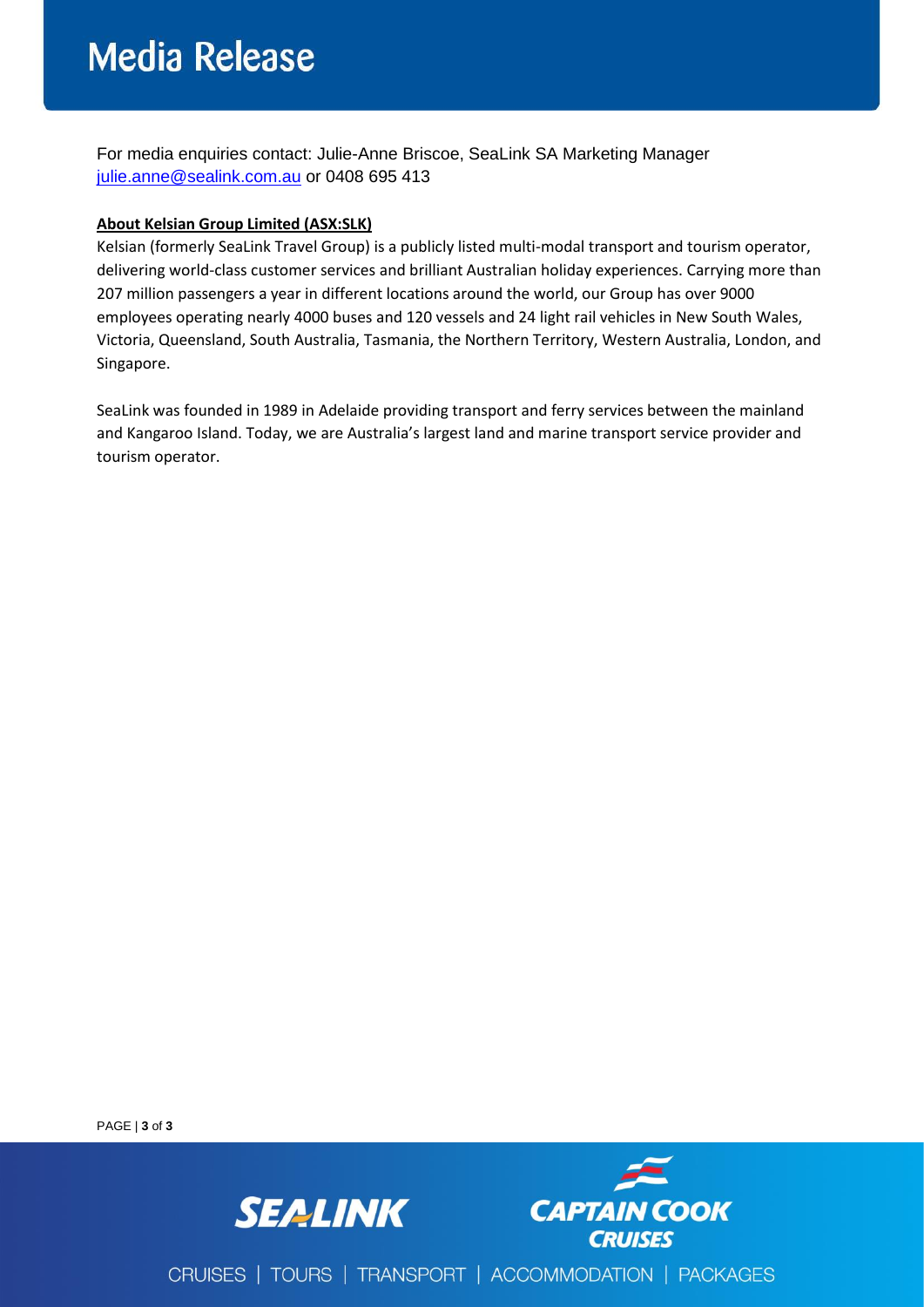For media enquiries contact: Julie-Anne Briscoe, SeaLink SA Marketing Manager
julie.anne@sealink.com.au or 0408 695 413

**About Kelsian Group Limited (ASX:SLK)**

Kelsian (formerly SeaLink Travel Group) is a publicly listed multi-modal transport and tourism operator, delivering world-class customer services and brilliant Australian holiday experiences. Carrying more than 207 million passengers a year in different locations around the world, our Group has over 9000 employees operating nearly 4000 buses and 120 vessels and 24 light rail vehicles in New South Wales, Victoria, Queensland, South Australia, Tasmania, the Northern Territory, Western Australia, London, and Singapore.

SeaLink was founded in 1989 in Adelaide providing transport and ferry services between the mainland and Kangaroo Island. Today, we are Australia's largest land and marine transport service provider and tourism operator.